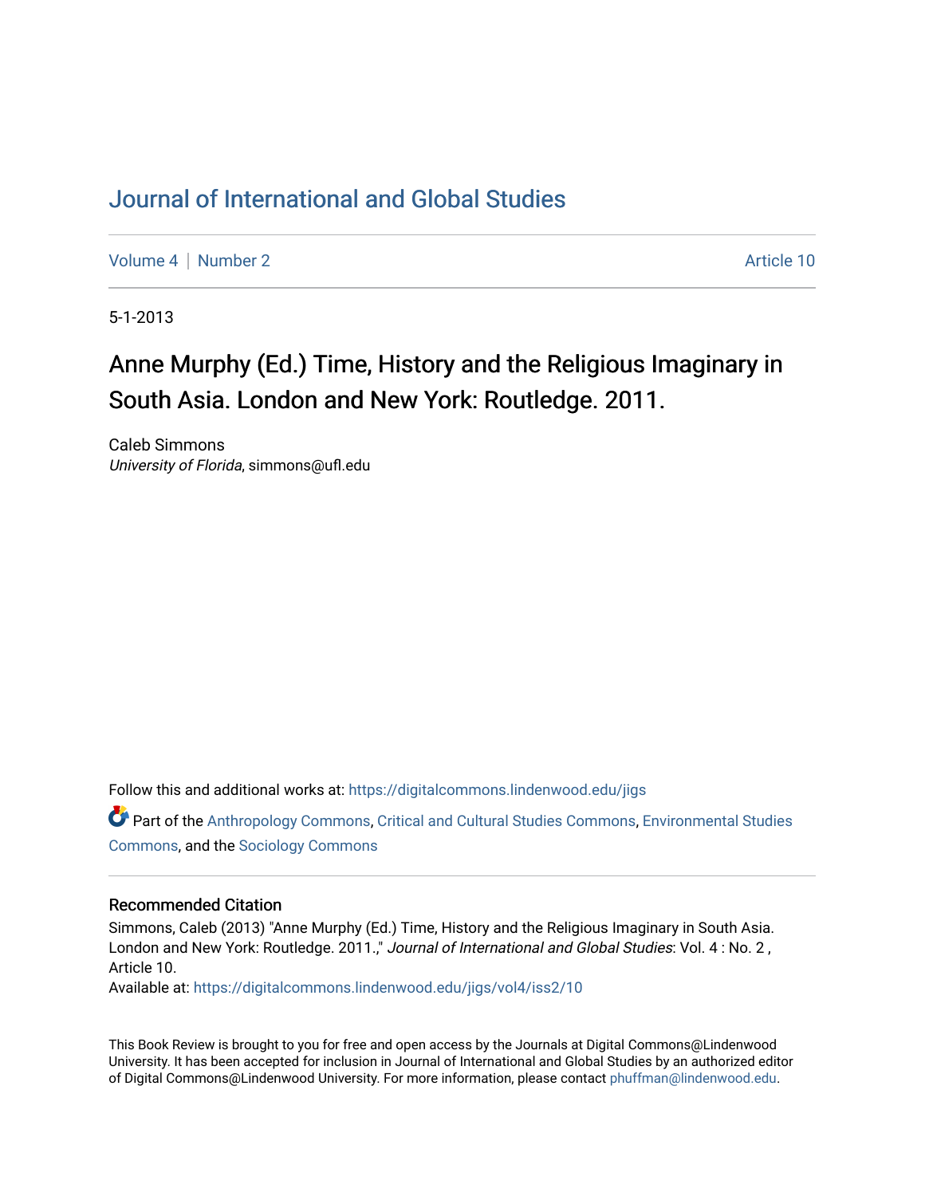# Journal of International and Global Studies

Volume 4 | Number 2 | Article 10

5-1-2013

## Anne Murphy (Ed.) Time, History and the Religious Imaginary in South Asia. London and New York: Routledge. 2011.

Caleb Simmons
*University of Florida*, simmons@ufl.edu

Follow this and additional works at: https://digitalcommons.lindenwood.edu/jigs

Part of the Anthropology Commons, Critical and Cultural Studies Commons, Environmental Studies Commons, and the Sociology Commons

### Recommended Citation

Simmons, Caleb (2013) "Anne Murphy (Ed.) Time, History and the Religious Imaginary in South Asia. London and New York: Routledge. 2011.," *Journal of International and Global Studies*: Vol. 4 : No. 2 , Article 10.
Available at: https://digitalcommons.lindenwood.edu/jigs/vol4/iss2/10

This Book Review is brought to you for free and open access by the Journals at Digital Commons@Lindenwood University. It has been accepted for inclusion in Journal of International and Global Studies by an authorized editor of Digital Commons@Lindenwood University. For more information, please contact phuffman@lindenwood.edu.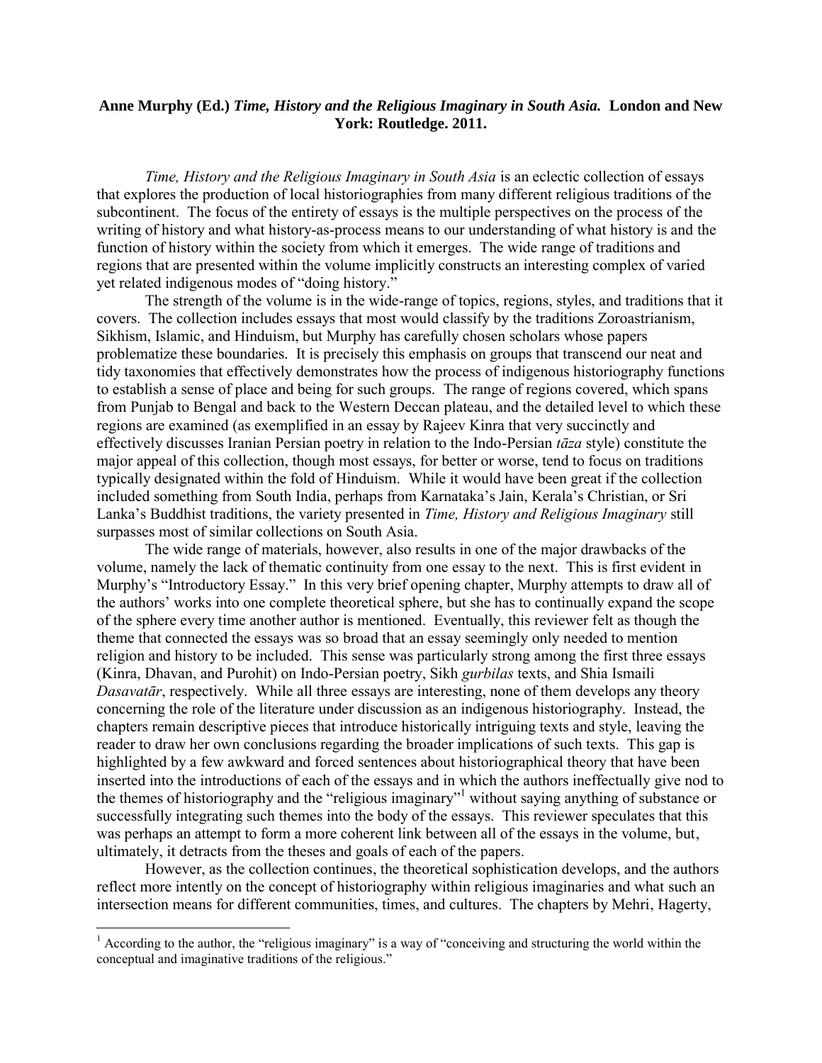**Anne Murphy (Ed.) *Time, History and the Religious Imaginary in South Asia.* London and New York: Routledge. 2011.**

*Time, History and the Religious Imaginary in South Asia* is an eclectic collection of essays that explores the production of local historiographies from many different religious traditions of the subcontinent. The focus of the entirety of essays is the multiple perspectives on the process of the writing of history and what history-as-process means to our understanding of what history is and the function of history within the society from which it emerges. The wide range of traditions and regions that are presented within the volume implicitly constructs an interesting complex of varied yet related indigenous modes of "doing history."

The strength of the volume is in the wide-range of topics, regions, styles, and traditions that it covers. The collection includes essays that most would classify by the traditions Zoroastrianism, Sikhism, Islamic, and Hinduism, but Murphy has carefully chosen scholars whose papers problematize these boundaries. It is precisely this emphasis on groups that transcend our neat and tidy taxonomies that effectively demonstrates how the process of indigenous historiography functions to establish a sense of place and being for such groups. The range of regions covered, which spans from Punjab to Bengal and back to the Western Deccan plateau, and the detailed level to which these regions are examined (as exemplified in an essay by Rajeev Kinra that very succinctly and effectively discusses Iranian Persian poetry in relation to the Indo-Persian *tāza* style) constitute the major appeal of this collection, though most essays, for better or worse, tend to focus on traditions typically designated within the fold of Hinduism. While it would have been great if the collection included something from South India, perhaps from Karnataka's Jain, Kerala's Christian, or Sri Lanka's Buddhist traditions, the variety presented in *Time, History and Religious Imaginary* still surpasses most of similar collections on South Asia.

The wide range of materials, however, also results in one of the major drawbacks of the volume, namely the lack of thematic continuity from one essay to the next. This is first evident in Murphy's "Introductory Essay." In this very brief opening chapter, Murphy attempts to draw all of the authors' works into one complete theoretical sphere, but she has to continually expand the scope of the sphere every time another author is mentioned. Eventually, this reviewer felt as though the theme that connected the essays was so broad that an essay seemingly only needed to mention religion and history to be included. This sense was particularly strong among the first three essays (Kinra, Dhavan, and Purohit) on Indo-Persian poetry, Sikh *gurbilas* texts, and Shia Ismaili *Dasavatār*, respectively. While all three essays are interesting, none of them develops any theory concerning the role of the literature under discussion as an indigenous historiography. Instead, the chapters remain descriptive pieces that introduce historically intriguing texts and style, leaving the reader to draw her own conclusions regarding the broader implications of such texts. This gap is highlighted by a few awkward and forced sentences about historiographical theory that have been inserted into the introductions of each of the essays and in which the authors ineffectually give nod to the themes of historiography and the "religious imaginary"[1] without saying anything of substance or successfully integrating such themes into the body of the essays. This reviewer speculates that this was perhaps an attempt to form a more coherent link between all of the essays in the volume, but, ultimately, it detracts from the theses and goals of each of the papers.

However, as the collection continues, the theoretical sophistication develops, and the authors reflect more intently on the concept of historiography within religious imaginaries and what such an intersection means for different communities, times, and cultures. The chapters by Mehri, Hagerty,

[1] According to the author, the "religious imaginary" is a way of "conceiving and structuring the world within the conceptual and imaginative traditions of the religious."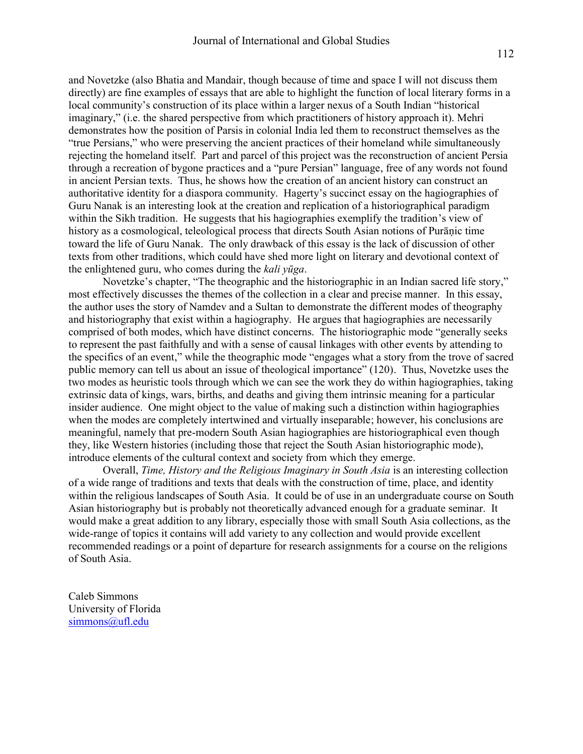and Novetzke (also Bhatia and Mandair, though because of time and space I will not discuss them directly) are fine examples of essays that are able to highlight the function of local literary forms in a local community's construction of its place within a larger nexus of a South Indian "historical imaginary," (i.e. the shared perspective from which practitioners of history approach it). Mehri demonstrates how the position of Parsis in colonial India led them to reconstruct themselves as the "true Persians," who were preserving the ancient practices of their homeland while simultaneously rejecting the homeland itself. Part and parcel of this project was the reconstruction of ancient Persia through a recreation of bygone practices and a "pure Persian" language, free of any words not found in ancient Persian texts. Thus, he shows how the creation of an ancient history can construct an authoritative identity for a diaspora community. Hagerty's succinct essay on the hagiographies of Guru Nanak is an interesting look at the creation and replication of a historiographical paradigm within the Sikh tradition. He suggests that his hagiographies exemplify the tradition's view of history as a cosmological, teleological process that directs South Asian notions of Purāṇic time toward the life of Guru Nanak. The only drawback of this essay is the lack of discussion of other texts from other traditions, which could have shed more light on literary and devotional context of the enlightened guru, who comes during the *kali yūga*.

Novetzke's chapter, "The theographic and the historiographic in an Indian sacred life story," most effectively discusses the themes of the collection in a clear and precise manner. In this essay, the author uses the story of Namdev and a Sultan to demonstrate the different modes of theography and historiography that exist within a hagiography. He argues that hagiographies are necessarily comprised of both modes, which have distinct concerns. The historiographic mode "generally seeks to represent the past faithfully and with a sense of causal linkages with other events by attending to the specifics of an event," while the theographic mode "engages what a story from the trove of sacred public memory can tell us about an issue of theological importance" (120). Thus, Novetzke uses the two modes as heuristic tools through which we can see the work they do within hagiographies, taking extrinsic data of kings, wars, births, and deaths and giving them intrinsic meaning for a particular insider audience. One might object to the value of making such a distinction within hagiographies when the modes are completely intertwined and virtually inseparable; however, his conclusions are meaningful, namely that pre-modern South Asian hagiographies are historiographical even though they, like Western histories (including those that reject the South Asian historiographic mode), introduce elements of the cultural context and society from which they emerge.

Overall, *Time, History and the Religious Imaginary in South Asia* is an interesting collection of a wide range of traditions and texts that deals with the construction of time, place, and identity within the religious landscapes of South Asia. It could be of use in an undergraduate course on South Asian historiography but is probably not theoretically advanced enough for a graduate seminar. It would make a great addition to any library, especially those with small South Asia collections, as the wide-range of topics it contains will add variety to any collection and would provide excellent recommended readings or a point of departure for research assignments for a course on the religions of South Asia.

Caleb Simmons
University of Florida
simmons@ufl.edu